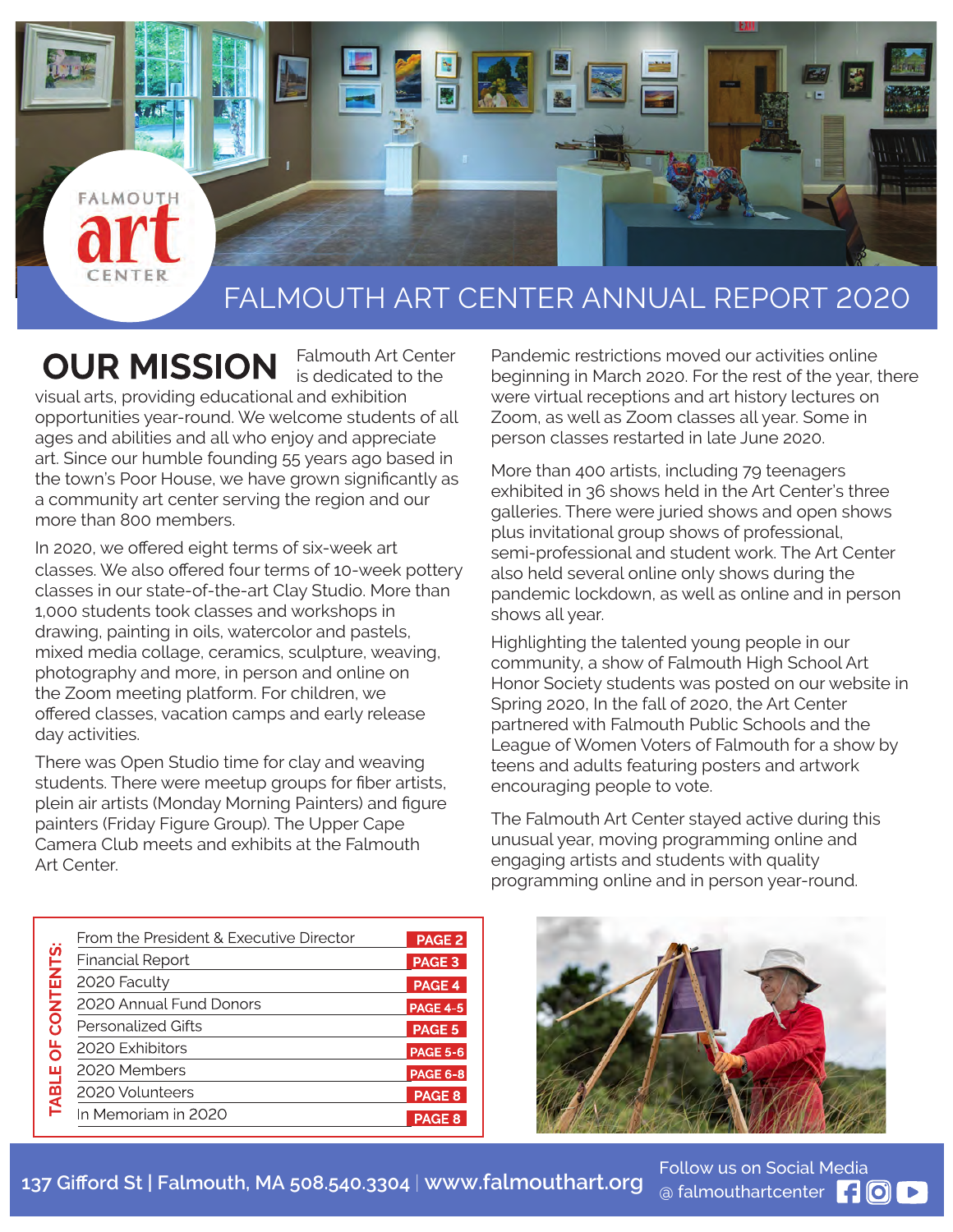# FALMOUTH ART CENTER ANNUAL REPORT 2020

## OUR MISSION

Falmouth Art Center is dedicated to the visual arts, providing educational and exhibition opportunities year-round. We welcome students of all ages and abilities and all who enjoy and appreciate art. Since our humble founding 55 years ago based in the town's Poor House, we have grown significantly as a community art center serving the region and our more than 800 members.

In 2020, we offered eight terms of six-week art classes. We also offered four terms of 10-week pottery classes in our state-of-the-art Clay Studio. More than 1,000 students took classes and workshops in drawing, painting in oils, watercolor and pastels, mixed media collage, ceramics, sculpture, weaving, photography and more, in person and online on the Zoom meeting platform. For children, we offered classes, vacation camps and early release day activities.

There was Open Studio time for clay and weaving students. There were meetup groups for fiber artists, plein air artists (Monday Morning Painters) and figure painters (Friday Figure Group). The Upper Cape Camera Club meets and exhibits at the Falmouth Art Center.

Pandemic restrictions moved our activities online beginning in March 2020. For the rest of the year, there were virtual receptions and art history lectures on Zoom, as well as Zoom classes all year. Some in person classes restarted in late June 2020.

More than 400 artists, including 79 teenagers exhibited in 36 shows held in the Art Center's three galleries. There were juried shows and open shows plus invitational group shows of professional, semi-professional and student work. The Art Center also held several online only shows during the pandemic lockdown, as well as online and in person shows all year.

Highlighting the talented young people in our community, a show of Falmouth High School Art Honor Society students was posted on our website in Spring 2020, In the fall of 2020, the Art Center partnered with Falmouth Public Schools and the League of Women Voters of Falmouth for a show by teens and adults featuring posters and artwork encouraging people to vote.

The Falmouth Art Center stayed active during this unusual year, moving programming online and engaging artists and students with quality programming online and in person year-round.

### TABLE OF CONTENTS:

| | |
|---|---|
| From the President & Executive Director | PAGE 2 |
| Financial Report | PAGE 3 |
| 2020 Faculty | PAGE 4 |
| 2020 Annual Fund Donors | PAGE 4-5 |
| Personalized Gifts | PAGE 5 |
| 2020 Exhibitors | PAGE 5-6 |
| 2020 Members | PAGE 6-8 |
| 2020 Volunteers | PAGE 8 |
| In Memoriam in 2020 | PAGE 8 |

137 Gifford St | Falmouth, MA 508.540.3304 | www.falmouthart.org

Follow us on Social Media @ falmouthartcenter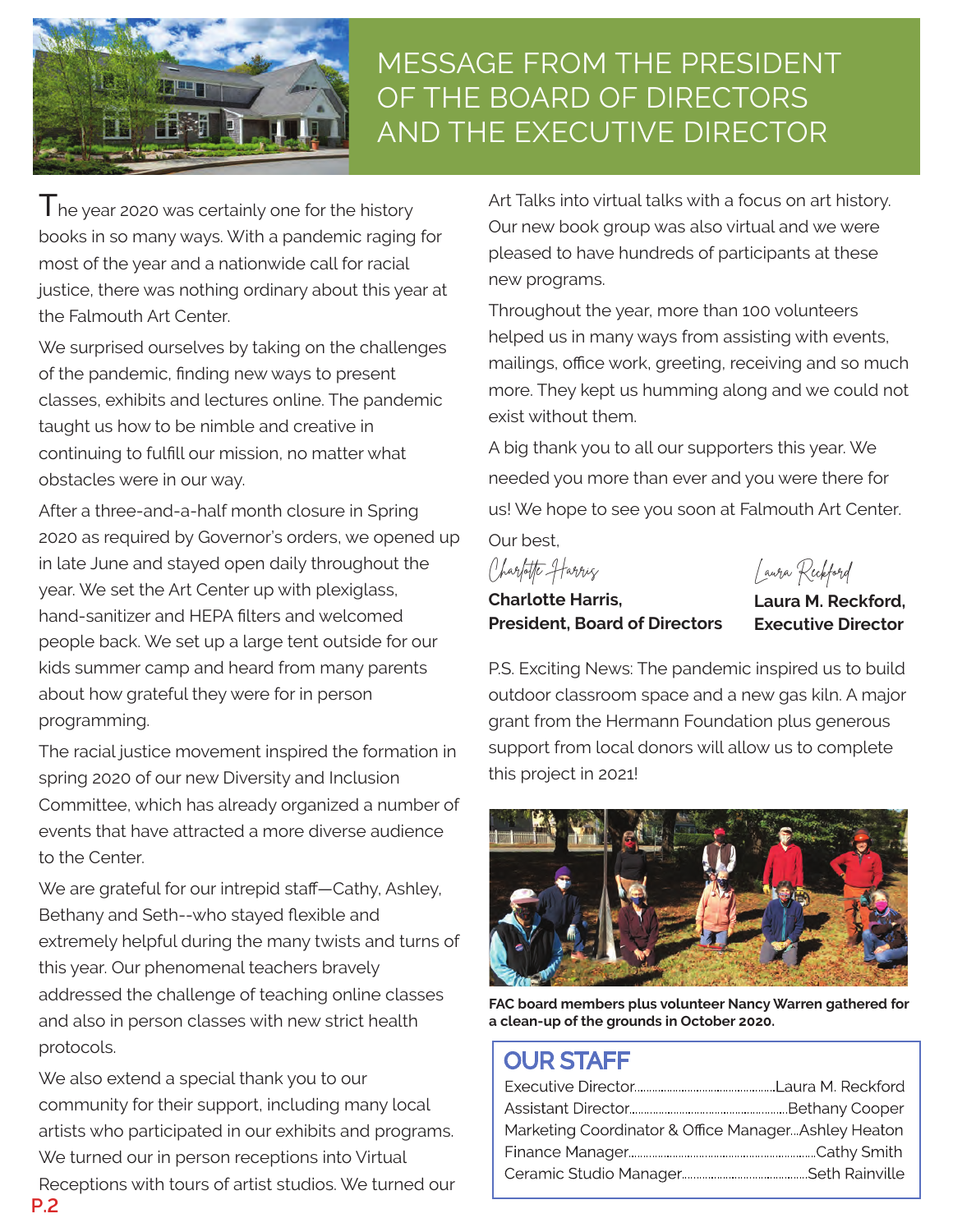# MESSAGE FROM THE PRESIDENT OF THE BOARD OF DIRECTORS AND THE EXECUTIVE DIRECTOR

The year 2020 was certainly one for the history books in so many ways. With a pandemic raging for most of the year and a nationwide call for racial justice, there was nothing ordinary about this year at the Falmouth Art Center.

We surprised ourselves by taking on the challenges of the pandemic, finding new ways to present classes, exhibits and lectures online. The pandemic taught us how to be nimble and creative in continuing to fulfill our mission, no matter what obstacles were in our way.

After a three-and-a-half month closure in Spring 2020 as required by Governor's orders, we opened up in late June and stayed open daily throughout the year. We set the Art Center up with plexiglass, hand-sanitizer and HEPA filters and welcomed people back. We set up a large tent outside for our kids summer camp and heard from many parents about how grateful they were for in person programming.

The racial justice movement inspired the formation in spring 2020 of our new Diversity and Inclusion Committee, which has already organized a number of events that have attracted a more diverse audience to the Center.

We are grateful for our intrepid staff—Cathy, Ashley, Bethany and Seth--who stayed flexible and extremely helpful during the many twists and turns of this year. Our phenomenal teachers bravely addressed the challenge of teaching online classes and also in person classes with new strict health protocols.

We also extend a special thank you to our community for their support, including many local artists who participated in our exhibits and programs. We turned our in person receptions into Virtual Receptions with tours of artist studios. We turned our Art Talks into virtual talks with a focus on art history. Our new book group was also virtual and we were pleased to have hundreds of participants at these new programs.

Throughout the year, more than 100 volunteers helped us in many ways from assisting with events, mailings, office work, greeting, receiving and so much more. They kept us humming along and we could not exist without them.

A big thank you to all our supporters this year. We needed you more than ever and you were there for us! We hope to see you soon at Falmouth Art Center.

Our best,

*Charlotte Harris*
**Charlotte Harris, President, Board of Directors**

*Laura Reckford*
**Laura M. Reckford, Executive Director**

P.S. Exciting News: The pandemic inspired us to build outdoor classroom space and a new gas kiln. A major grant from the Hermann Foundation plus generous support from local donors will allow us to complete this project in 2021!

**FAC board members plus volunteer Nancy Warren gathered for a clean-up of the grounds in October 2020.**

## OUR STAFF

| | |
|---|---|
| Executive Director | Laura M. Reckford |
| Assistant Director | Bethany Cooper |
| Marketing Coordinator & Office Manager | Ashley Heaton |
| Finance Manager | Cathy Smith |
| Ceramic Studio Manager | Seth Rainville |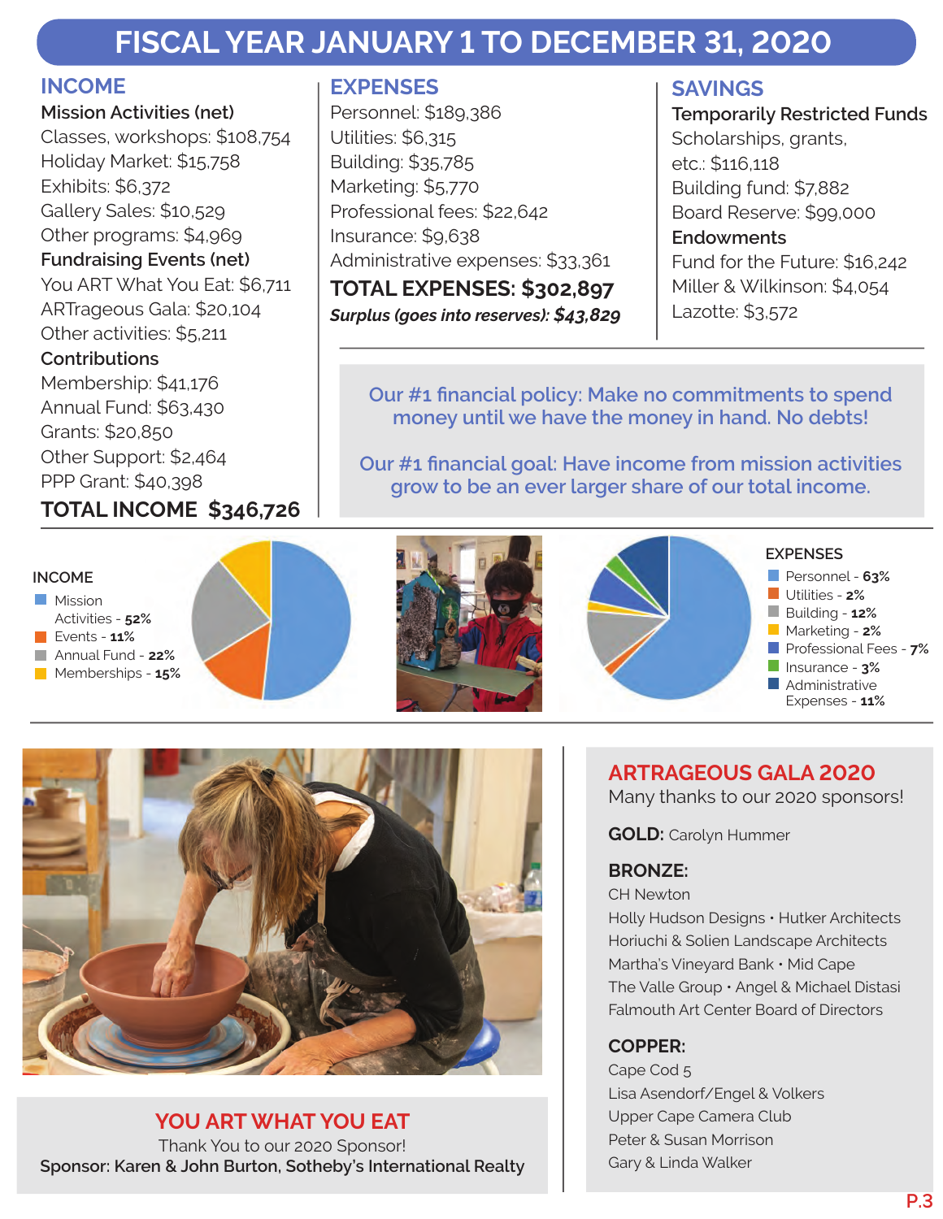# FISCAL YEAR JANUARY 1 TO DECEMBER 31, 2020

## INCOME

**Mission Activities (net)**

Classes, workshops: $108,754
Holiday Market: $15,758
Exhibits: $6,372
Gallery Sales: $10,529
Other programs: $4,969

**Fundraising Events (net)**

You ART What You Eat: $6,711
ARTrageous Gala: $20,104
Other activities: $5,211

**Contributions**

Membership: $41,176
Annual Fund: $63,430
Grants: $20,850
Other Support: $2,464
PPP Grant: $40,398

**TOTAL INCOME $346,726**

## EXPENSES

Personnel: $189,386
Utilities: $6,315
Building: $35,785
Marketing: $5,770
Professional fees: $22,642
Insurance: $9,638
Administrative expenses: $33,361

**TOTAL EXPENSES: $302,897**

***Surplus (goes into reserves): $43,829***

## SAVINGS

**Temporarily Restricted Funds**

Scholarships, grants, etc.: $116,118
Building fund: $7,882
Board Reserve: $99,000

**Endowments**

Fund for the Future: $16,242
Miller & Wilkinson: $4,054
Lazotte: $3,572

Our #1 financial policy: Make no commitments to spend money until we have the money in hand. No debts!

Our #1 financial goal: Have income from mission activities grow to be an ever larger share of our total income.

INCOME
Mission Activities - **52%**
Events - **11%**
Annual Fund - **22%**
Memberships - **15%**

EXPENSES
Personnel - **63%**
Utilities - **2%**
Building - **12%**
Marketing - **2%**
Professional Fees - **7%**
Insurance - **3%**
Administrative Expenses - **11%**

## YOU ART WHAT YOU EAT

Thank You to our 2020 Sponsor!

**Sponsor: Karen & John Burton, Sotheby's International Realty**

## ARTRAGEOUS GALA 2020

Many thanks to our 2020 sponsors!

**GOLD:** Carolyn Hummer

**BRONZE:**

CH Newton
Holly Hudson Designs • Hutker Architects
Horiuchi & Solien Landscape Architects
Martha's Vineyard Bank • Mid Cape
The Valle Group • Angel & Michael Distasi
Falmouth Art Center Board of Directors

**COPPER:**

Cape Cod 5
Lisa Asendorf/Engel & Volkers
Upper Cape Camera Club
Peter & Susan Morrison
Gary & Linda Walker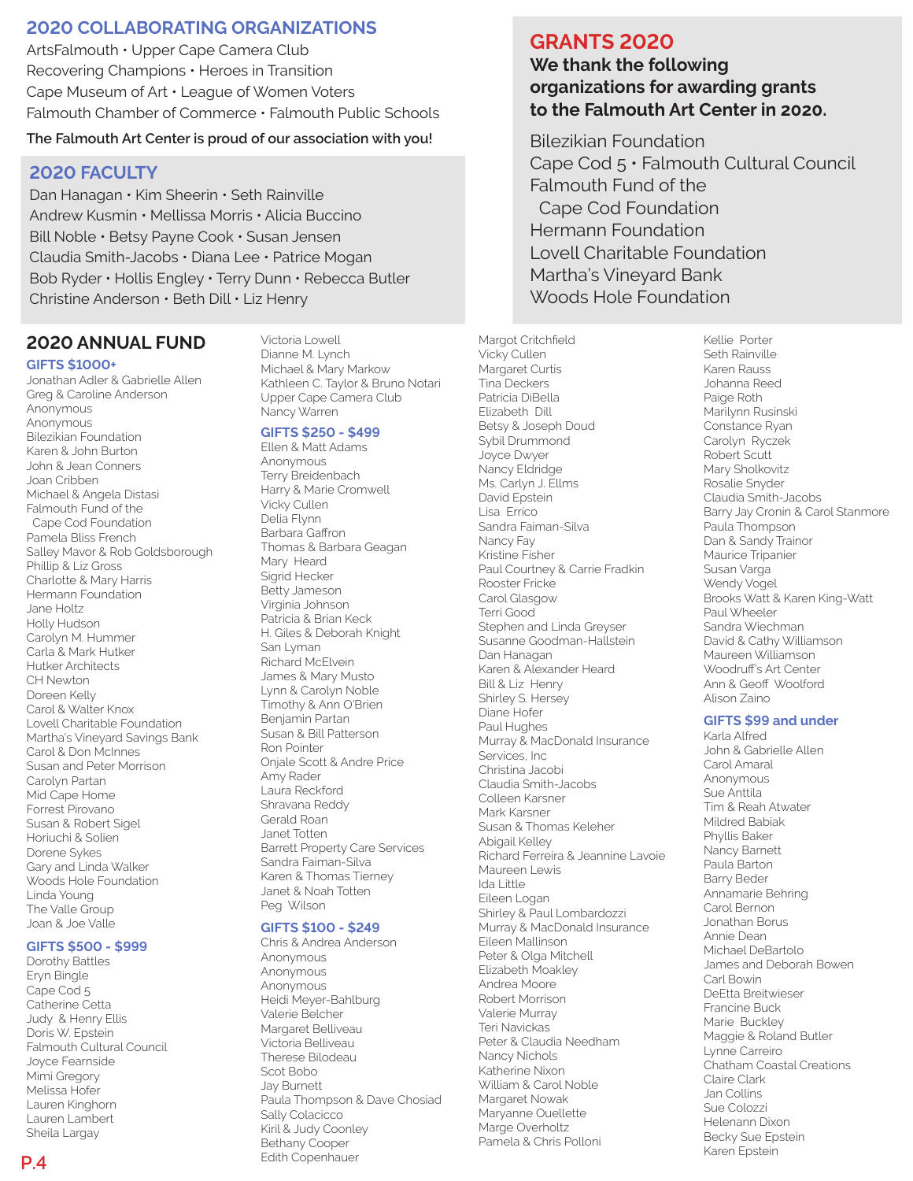## 2020 COLLABORATING ORGANIZATIONS

ArtsFalmouth • Upper Cape Camera Club
Recovering Champions • Heroes in Transition
Cape Museum of Art • League of Women Voters
Falmouth Chamber of Commerce • Falmouth Public Schools

**The Falmouth Art Center is proud of our association with you!**

## 2020 FACULTY

Dan Hanagan • Kim Sheerin • Seth Rainville
Andrew Kusmin • Mellissa Morris • Alicia Buccino
Bill Noble • Betsy Payne Cook • Susan Jensen
Claudia Smith-Jacobs • Diana Lee • Patrice Mogan
Bob Ryder • Hollis Engley • Terry Dunn • Rebecca Butler
Christine Anderson • Beth Dill • Liz Henry

## GRANTS 2020

**We thank the following organizations for awarding grants to the Falmouth Art Center in 2020.**

Bilezikian Foundation
Cape Cod 5 • Falmouth Cultural Council
Falmouth Fund of the Cape Cod Foundation
Hermann Foundation
Lovell Charitable Foundation
Martha's Vineyard Bank
Woods Hole Foundation

## 2020 ANNUAL FUND

### GIFTS $1000+

Jonathan Adler & Gabrielle Allen
Greg & Caroline Anderson
Anonymous
Anonymous
Bilezikian Foundation
Karen & John Burton
John & Jean Conners
Joan Cribben
Michael & Angela Distasi
Falmouth Fund of the Cape Cod Foundation
Pamela Bliss French
Salley Mavor & Rob Goldsborough
Phillip & Liz Gross
Charlotte & Mary Harris
Hermann Foundation
Jane Holtz
Holly Hudson
Carolyn M. Hummer
Carla & Mark Hutker
Hutker Architects
CH Newton
Doreen Kelly
Carol & Walter Knox
Lovell Charitable Foundation
Martha's Vineyard Savings Bank
Carol & Don McInnes
Susan and Peter Morrison
Carolyn Partan
Mid Cape Home
Forrest Pirovano
Susan & Robert Sigel
Horiuchi & Solien
Dorene Sykes
Gary and Linda Walker
Woods Hole Foundation
Linda Young
The Valle Group
Joan & Joe Valle

### GIFTS $500 - $999

Dorothy Battles
Eryn Bingle
Cape Cod 5
Catherine Cetta
Judy & Henry Ellis
Doris W. Epstein
Falmouth Cultural Council
Joyce Fearnside
Mimi Gregory
Melissa Hofer
Lauren Kinghorn
Lauren Lambert
Sheila Largay
Victoria Lowell
Dianne M. Lynch
Michael & Mary Markow
Kathleen C. Taylor & Bruno Notari
Upper Cape Camera Club
Nancy Warren

### GIFTS $250 - $499

Ellen & Matt Adams
Anonymous
Terry Breidenbach
Harry & Marie Cromwell
Vicky Cullen
Delia Flynn
Barbara Gaffron
Thomas & Barbara Geagan
Mary Heard
Sigrid Hecker
Betty Jameson
Virginia Johnson
Patricia & Brian Keck
H. Giles & Deborah Knight
San Lyman
Richard McElvein
James & Mary Musto
Lynn & Carolyn Noble
Timothy & Ann O'Brien
Benjamin Partan
Susan & Bill Patterson
Ron Pointer
Onjale Scott & Andre Price
Amy Rader
Laura Reckford
Shravana Reddy
Gerald Roan
Janet Totten
Barrett Property Care Services
Sandra Faiman-Silva
Karen & Thomas Tierney
Janet & Noah Totten
Peg Wilson

### GIFTS $100 - $249

Chris & Andrea Anderson
Anonymous
Anonymous
Anonymous
Heidi Meyer-Bahlburg
Valerie Belcher
Margaret Belliveau
Victoria Belliveau
Therese Bilodeau
Scot Bobo
Jay Burnett
Paula Thompson & Dave Chosiad
Sally Colacicco
Kiril & Judy Coonley
Bethany Cooper
Edith Copenhauer
Margot Critchfield
Vicky Cullen
Margaret Curtis
Tina Deckers
Patricia DiBella
Elizabeth Dill
Betsy & Joseph Doud
Sybil Drummond
Joyce Dwyer
Nancy Eldridge
Ms. Carlyn J. Ellms
David Epstein
Lisa Errico
Sandra Faiman-Silva
Nancy Fay
Kristine Fisher
Paul Courtney & Carrie Fradkin
Rooster Fricke
Carol Glasgow
Terri Good
Stephen and Linda Greyser
Susanne Goodman-Hallstein
Dan Hanagan
Karen & Alexander Heard
Bill & Liz Henry
Shirley S. Hersey
Diane Hofer
Paul Hughes
Murray & MacDonald Insurance Services, Inc
Christina Jacobi
Claudia Smith-Jacobs
Colleen Karsner
Mark Karsner
Susan & Thomas Keleher
Abigail Kelley
Richard Ferreira & Jeannine Lavoie
Maureen Lewis
Ida Little
Eileen Logan
Shirley & Paul Lombardozzi
Murray & MacDonald Insurance
Eileen Mallinson
Peter & Olga Mitchell
Elizabeth Moakley
Andrea Moore
Robert Morrison
Valerie Murray
Teri Navickas
Peter & Claudia Needham
Nancy Nichols
Katherine Nixon
William & Carol Noble
Margaret Nowak
Maryanne Ouellette
Marge Overholtz
Pamela & Chris Polloni
Kellie Porter
Seth Rainville
Karen Rauss
Johanna Reed
Paige Roth
Marilynn Rusinski
Constance Ryan
Carolyn Ryczek
Robert Scutt
Mary Sholkovitz
Rosalie Snyder
Claudia Smith-Jacobs
Barry Jay Cronin & Carol Stanmore
Paula Thompson
Dan & Sandy Trainor
Maurice Tripanier
Susan Varga
Wendy Vogel
Brooks Watt & Karen King-Watt
Paul Wheeler
Sandra Wiechman
David & Cathy Williamson
Maureen Williamson
Woodruff's Art Center
Ann & Geoff Woolford
Alison Zaino

### GIFTS $99 and under

Karla Alfred
John & Gabrielle Allen
Carol Amaral
Anonymous
Sue Anttila
Tim & Reah Atwater
Mildred Babiak
Phyllis Baker
Nancy Barnett
Paula Barton
Barry Beder
Annamarie Behring
Carol Bernon
Jonathan Borus
Annie Dean
Michael DeBartolo
James and Deborah Bowen
Carl Bowin
DeEtta Breitwieser
Francine Buck
Marie Buckley
Maggie & Roland Butler
Lynne Carreiro
Chatham Coastal Creations
Claire Clark
Jan Collins
Sue Colozzi
Helenann Dixon
Becky Sue Epstein
Karen Epstein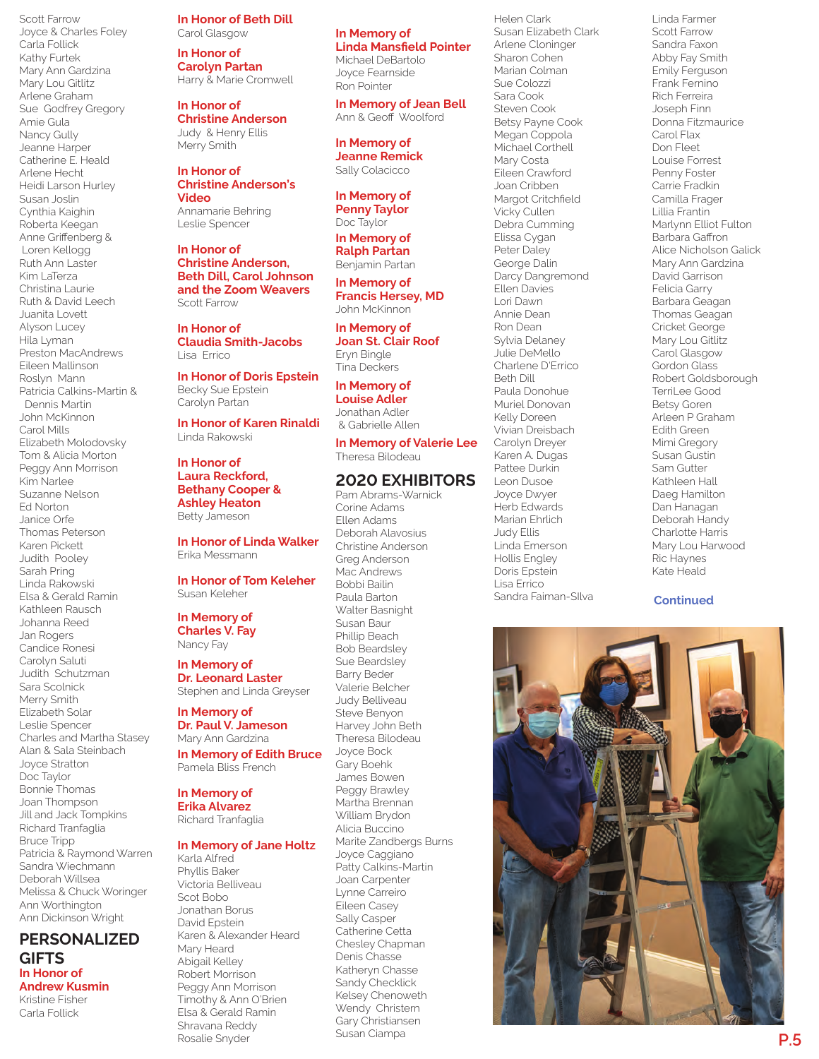Scott Farrow
Joyce & Charles Foley
Carla Follick
Kathy Furtek
Mary Ann Gardzina
Mary Lou Gitlitz
Arlene Graham
Sue Godfrey Gregory
Amie Gula
Nancy Gully
Jeanne Harper
Catherine E. Heald
Arlene Hecht
Heidi Larson Hurley
Susan Joslin
Cynthia Kaighin
Roberta Keegan
Anne Griffenberg & Loren Kellogg
Ruth Ann Laster
Kim LaTerza
Christina Laurie
Ruth & David Leech
Juanita Lovett
Alyson Lucey
Hila Lyman
Preston MacAndrews
Eileen Mallinson
Roslyn Mann
Patricia Calkins-Martin & Dennis Martin
John McKinnon
Carol Mills
Elizabeth Molodovsky
Tom & Alicia Morton
Peggy Ann Morrison
Kim Narlee
Suzanne Nelson
Ed Norton
Janice Orfe
Thomas Peterson
Karen Pickett
Judith Pooley
Sarah Pring
Linda Rakowski
Elsa & Gerald Ramin
Kathleen Rausch
Johanna Reed
Jan Rogers
Candice Ronesi
Carolyn Saluti
Judith Schutzman
Sara Scolnick
Merry Smith
Elizabeth Solar
Leslie Spencer
Charles and Martha Stasey
Alan & Sala Steinbach
Joyce Stratton
Doc Taylor
Bonnie Thomas
Joan Thompson
Jill and Jack Tompkins
Richard Tranfaglia
Bruce Tripp
Patricia & Raymond Warren
Sandra Wiechmann
Deborah Willsea
Melissa & Chuck Woringer
Ann Worthington
Ann Dickinson Wright

## PERSONALIZED GIFTS

**In Honor of Andrew Kusmin**
Kristine Fisher
Carla Follick

**In Honor of Beth Dill**
Carol Glasgow

**In Honor of Carolyn Partan**
Harry & Marie Cromwell

**In Honor of Christine Anderson**
Judy & Henry Ellis
Merry Smith

**In Honor of Christine Anderson's Video**
Annamarie Behring
Leslie Spencer

**In Honor of Christine Anderson, Beth Dill, Carol Johnson and the Zoom Weavers**
Scott Farrow

**In Honor of Claudia Smith-Jacobs**
Lisa Errico

**In Honor of Doris Epstein**
Becky Sue Epstein
Carolyn Partan

**In Honor of Karen Rinaldi**
Linda Rakowski

**In Honor of Laura Reckford, Bethany Cooper & Ashley Heaton**
Betty Jameson

**In Honor of Linda Walker**
Erika Messmann

**In Honor of Tom Keleher**
Susan Keleher

**In Memory of Charles V. Fay**
Nancy Fay

**In Memory of Dr. Leonard Laster**
Stephen and Linda Greyser

**In Memory of Dr. Paul V. Jameson**
Mary Ann Gardzina

**In Memory of Edith Bruce**
Pamela Bliss French

**In Memory of Erika Alvarez**
Richard Tranfaglia

**In Memory of Jane Holtz**
Karla Alfred
Phyllis Baker
Victoria Belliveau
Scot Bobo
Jonathan Borus
David Epstein
Karen & Alexander Heard
Mary Heard
Abigail Kelley
Robert Morrison
Peggy Ann Morrison
Timothy & Ann O'Brien
Elsa & Gerald Ramin
Shravana Reddy
Rosalie Snyder

**In Memory of Linda Mansfield Pointer**
Michael DeBartolo
Joyce Fearnside
Ron Pointer

**In Memory of Jean Bell**
Ann & Geoff Woolford

**In Memory of Jeanne Remick**
Sally Colacicco

**In Memory of Penny Taylor**
Doc Taylor

**In Memory of Ralph Partan**
Benjamin Partan

**In Memory of Francis Hersey, MD**
John McKinnon

**In Memory of Joan St. Clair Roof**
Eryn Bingle
Tina Deckers

**In Memory of Louise Adler**
Jonathan Adler & Gabrielle Allen

**In Memory of Valerie Lee**
Theresa Bilodeau

## 2020 EXHIBITORS

Pam Abrams-Warnick
Corine Adams
Ellen Adams
Deborah Alavosius
Christine Anderson
Greg Anderson
Mac Andrews
Bobbi Bailin
Paula Barton
Walter Basnight
Susan Baur
Phillip Beach
Bob Beardsley
Sue Beardsley
Barry Beder
Valerie Belcher
Judy Belliveau
Steve Benyon
Harvey John Beth
Theresa Bilodeau
Joyce Bock
Gary Boehk
James Bowen
Peggy Brawley
Martha Brennan
William Brydon
Alicia Buccino
Marite Zandbergs Burns
Joyce Caggiano
Patty Calkins-Martin
Joan Carpenter
Lynne Carreiro
Eileen Casey
Sally Casper
Catherine Cetta
Chesley Chapman
Denis Chasse
Katheryn Chasse
Sandy Checklick
Kelsey Chenoweth
Wendy Christern
Gary Christiansen
Susan Ciampa
Helen Clark
Susan Elizabeth Clark
Arlene Cloninger
Sharon Cohen
Marian Colman
Sue Colozzi
Sara Cook
Steven Cook
Betsy Payne Cook
Megan Coppola
Michael Corthell
Mary Costa
Eileen Crawford
Joan Cribben
Margot Critchfield
Vicky Cullen
Debra Cumming
Elissa Cygan
Peter Daley
George Dalin
Darcy Dangremond
Ellen Davies
Lori Dawn
Annie Dean
Ron Dean
Sylvia Delaney
Julie DeMello
Charlene D'Errico
Beth Dill
Paula Donohue
Muriel Donovan
Kelly Doreen
Vivian Dreisbach
Carolyn Dreyer
Karen A. Dugas
Pattee Durkin
Leon Dusoe
Joyce Dwyer
Herb Edwards
Marian Ehrlich
Judy Ellis
Linda Emerson
Hollis Engley
Doris Epstein
Lisa Errico
Sandra Faiman-SIlva
Linda Farmer
Scott Farrow
Sandra Faxon
Abby Fay Smith
Emily Ferguson
Frank Fernino
Rich Ferreira
Joseph Finn
Donna Fitzmaurice
Carol Flax
Don Fleet
Louise Forrest
Penny Foster
Carrie Fradkin
Camilla Frager
Lillia Frantin
Marlynn Elliot Fulton
Barbara Gaffron
Alice Nicholson Galick
Mary Ann Gardzina
David Garrison
Felicia Garry
Barbara Geagan
Thomas Geagan
Cricket George
Mary Lou Gitlitz
Carol Glasgow
Gordon Glass
Robert Goldsborough
TerriLee Good
Betsy Goren
Arleen P Graham
Edith Green
Mimi Gregory
Susan Gustin
Sam Gutter
Kathleen Hall
Daeg Hamilton
Dan Hanagan
Deborah Handy
Charlotte Harris
Mary Lou Harwood
Ric Haynes
Kate Heald

**Continued**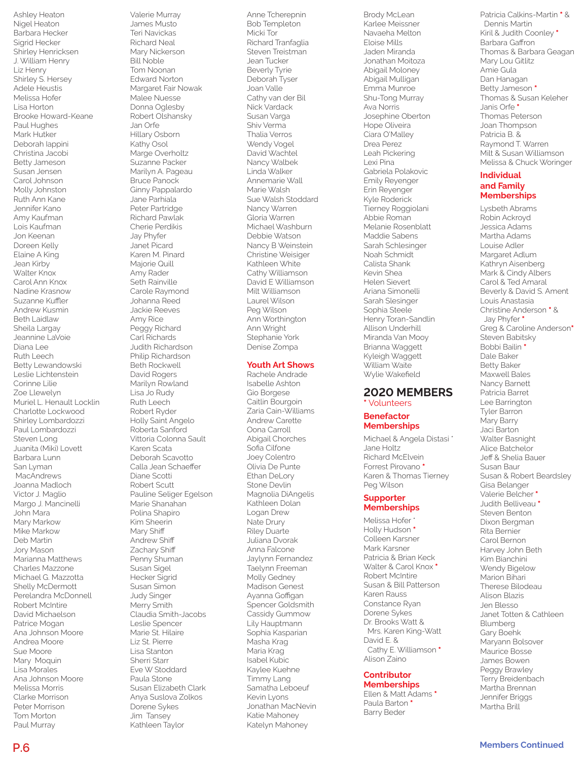Ashley Heaton
Nigel Heaton
Barbara Hecker
Sigrid Hecker
Shirley Henricksen
J. William Henry
Liz Henry
Shirley S. Hersey
Adele Heustis
Melissa Hofer
Lisa Horton
Brooke Howard-Keane
Paul Hughes
Mark Hutker
Deborah Iappini
Christina Jacobi
Betty Jameson
Susan Jensen
Carol Johnson
Molly Johnston
Ruth Ann Kane
Jennifer Kano
Amy Kaufman
Lois Kaufman
Jon Keenan
Doreen Kelly
Elaine A King
Jean Kirby
Walter Knox
Carol Ann Knox
Nadine Krasnow
Suzanne Kuffler
Andrew Kusmin
Beth Laidlaw
Sheila Largay
Jeannine LaVoie
Diana Lee
Ruth Leech
Betty Lewandowski
Leslie Lichtenstein
Corinne Lilie
Zoe Llewelyn
Muriel L. Henault Locklin
Charlotte Lockwood
Shirley Lombardozzi
Paul Lombardozzi
Steven Long
Juanita (Miki) Lovett
Barbara Lunn
San Lyman
MacAndrews
Joanna Madloch
Victor J. Maglio
Margo J. Mancinelli
John Mara
Mary Markow
Mike Markow
Deb Martin
Jory Mason
Marianna Matthews
Charles Mazzone
Michael G. Mazzotta
Shelly McDermott
Perelandra McDonnell
Robert McIntire
David Michaelson
Patrice Mogan
Ana Johnson Moore
Andrea Moore
Sue Moore
Mary Moquin
Lisa Morales
Ana Johnson Moore
Melissa Morris
Clarke Morrison
Peter Morrison
Tom Morton
Paul Murray
Valerie Murray
James Musto
Teri Navickas
Richard Neal
Mary Nickerson
Bill Noble
Tom Noonan
Edward Norton
Margaret Fair Nowak
Malee Nuesse
Donna Oglesby
Robert Olshansky
Jan Orfe
Hillary Osborn
Kathy Osol
Marge Overholtz
Suzanne Packer
Marilyn A. Pageau
Bruce Panock
Ginny Pappalardo
Jane Parhiala
Peter Partridge
Richard Pawlak
Cherie Perdikis
Jay Phyfer
Janet Picard
Karen M. Pinard
Majorie Quill
Amy Rader
Seth Rainville
Carole Raymond
Johanna Reed
Jackie Reeves
Amy Rice
Peggy Richard
Carl Richards
Judith Richardson
Philip Richardson
Beth Rockwell
David Rogers
Marilyn Rowland
Lisa Jo Rudy
Ruth Leech
Robert Ryder
Holly Saint Angelo
Roberta Sanford
Vittoria Colonna Sault
Karen Scata
Deborah Scavotto
Calla Jean Schaeffer
Diane Scotti
Robert Scutt
Pauline Seliger Egelson
Marie Shanahan
Polina Shapiro
Kim Sheerin
Mary Shiff
Andrew Shiff
Zachary Shiff
Penny Shuman
Susan Sigel
Hecker Sigrid
Susan Simon
Judy Singer
Merry Smith
Claudia Smith-Jacobs
Leslie Spencer
Marie St. Hilaire
Liz St. Pierre
Lisa Stanton
Sherri Starr
Eve W Stoddard
Paula Stone
Susan Elizabeth Clark
Anya Suslova Zolkos
Dorene Sykes
Jim Tansey
Kathleen Taylor
Anne Tcherepnin
Bob Templeton
Micki Tor
Richard Tranfaglia
Steven Treistman
Jean Tucker
Beverly Tyrie
Deborah Tyser
Joan Valle
Cathy van der Bil
Nick Vardack
Susan Varga
Shiv Verma
Thalia Verros
Wendy Vogel
David Wachtel
Nancy Walbek
Linda Walker
Annemarie Wall
Marie Walsh
Sue Walsh Stoddard
Nancy Warren
Gloria Warren
Michael Washburn
Debbie Watson
Nancy B Weinstein
Christine Weisiger
Kathleen White
Cathy Williamson
David E Williamson
Milt Williamson
Laurel Wilson
Peg Wilson
Ann Worthington
Ann Wright
Stephanie York
Denise Zompa

## Youth Art Shows

Rachele Andrade
Isabelle Ashton
Gio Borgese
Caitlin Bourgouin
Zaria Cain-Williams
Andrew Carette
Oona Carroll
Abigail Chorches
Sofia Cilfone
Joey Colentro
Olivia De Punte
Ethan DeLory
Stone Devlin
Magnolia DiAngelis
Kathleen Dolan
Logan Drew
Nate Drury
Riley Duarte
Juliana Dvorak
Anna Falcone
Jaylynn Fernandez
Taelynn Freeman
Molly Gedney
Madison Genest
Ayanna Goffigan
Spencer Goldsmith
Cassidy Gummow
Lily Hauptmann
Sophia Kasparian
Masha Krag
Maria Krag
Isabel Kubic
Kaylee Kuehne
Timmy Lang
Samatha Leboeuf
Kevin Lyons
Jonathan MacNevin
Katie Mahoney
Katelyn Mahoney
Brody McLean
Karlee Meissner
Navaeha Melton
Eloise Mills
Jaden Miranda
Jonathan Moitoza
Abigail Moloney
Abigail Mulligan
Emma Munroe
Shu-Tong Murray
Ava Norris
Josephine Oberton
Hope Oliveira
Ciara O'Malley
Drea Perez
Leah Pickering
Lexi Pina
Gabriela Polakovic
Emily Reyenger
Erin Reyenger
Kyle Roderick
Tierney Roggiolani
Abbie Roman
Melanie Rosenblatt
Maddie Sabens
Sarah Schlesinger
Noah Schmidt
Calista Shank
Kevin Shea
Helen Sievert
Ariana Simonelli
Sarah Slesinger
Sophia Steele
Henry Toran-Sandlin
Allison Underhill
Miranda Van Mooy
Brianna Waggett
Kyleigh Waggett
William Waite
Wylie Wakefield

# 2020 MEMBERS

\* Volunteers

## Benefactor Memberships

Michael & Angela Distasi *
Jane Holtz
Richard McElvein
Forrest Pirovano *
Karen & Thomas Tierney
Peg Wilson

## Supporter Memberships

Melissa Hofer *
Holly Hudson *
Colleen Karsner
Mark Karsner
Patricia & Brian Keck
Walter & Carol Knox *
Robert McIntire
Susan & Bill Patterson
Karen Rauss
Constance Ryan
Dorene Sykes
Dr. Brooks Watt & Mrs. Karen King-Watt
David E. & Cathy E. Williamson *
Alison Zaino

## Contributor Memberships

Ellen & Matt Adams *
Paula Barton *
Barry Beder
Patricia Calkins-Martin * & Dennis Martin
Kiril & Judith Coonley *
Barbara Gaffron
Thomas & Barbara Geagan
Mary Lou Gitlitz
Amie Gula
Dan Hanagan
Betty Jameson *
Thomas & Susan Keleher
Janis Orfe *
Thomas Peterson
Joan Thompson
Patricia B. & Raymond T. Warren
Milt & Susan Williamson
Melissa & Chuck Woringer

## Individual and Family Memberships

Lysbeth Abrams
Robin Ackroyd
Jessica Adams
Martha Adams
Louise Adler
Margaret Adlum
Kathryn Aisenberg
Mark & Cindy Albers
Carol & Ted Amaral
Beverly & David S. Ament
Louis Anastasia
Christine Anderson * & Jay Phyfer *
Greg & Caroline Anderson*
Steven Babitsky
Bobbi Bailin *
Dale Baker
Betty Baker
Maxwell Bales
Nancy Barnett
Patricia Barret
Lee Barrington
Tyler Barron
Mary Barry
Jaci Barton
Walter Basnight
Alice Batchelor
Jeff & Shelia Bauer
Susan Baur
Susan & Robert Beardsley
Gisa Belanger
Valerie Belcher *
Judith Belliveau *
Steven Benton
Dixon Bergman
Rita Bernier
Carol Bernon
Harvey John Beth
Kim Bianchini
Wendy Bigelow
Marion Bihari
Therese Bilodeau
Alison Blazis
Jen Blesso
Janet Totten & Cathleen Blumberg
Gary Boehk
Maryann Bolsover
Maurice Bosse
James Bowen
Peggy Brawley
Terry Breidenbach
Martha Brennan
Jennifer Briggs
Martha Brill

Members Continued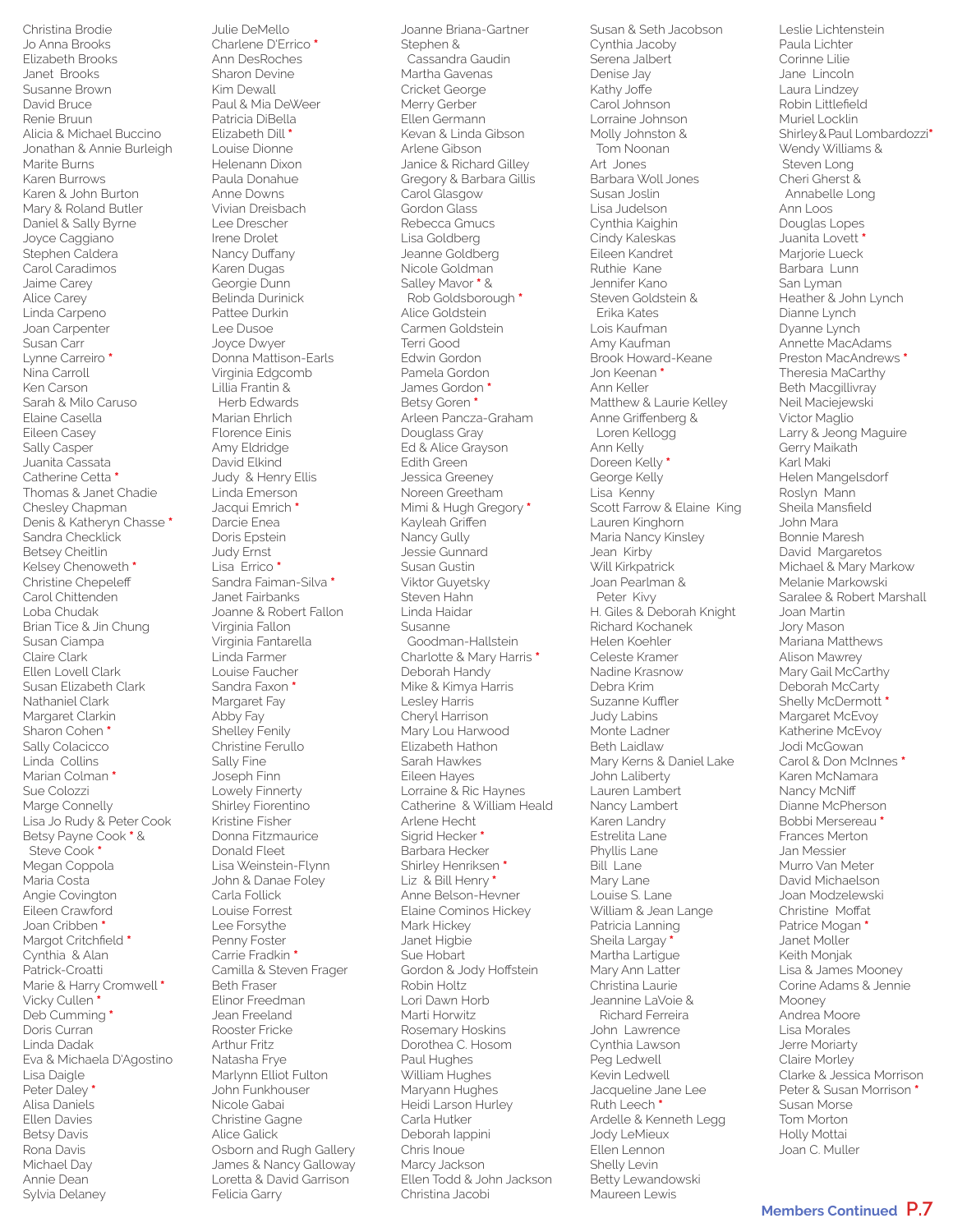Christina Brodie
Jo Anna Brooks
Elizabeth Brooks
Janet Brooks
Susanne Brown
David Bruce
Renie Bruun
Alicia & Michael Buccino
Jonathan & Annie Burleigh
Marite Burns
Karen Burrows
Karen & John Burton
Mary & Roland Butler
Daniel & Sally Byrne
Joyce Caggiano
Stephen Caldera
Carol Caradimos
Jaime Carey
Alice Carey
Linda Carpeno
Joan Carpenter
Susan Carr
Lynne Carreiro *
Nina Carroll
Ken Carson
Sarah & Milo Caruso
Elaine Casella
Eileen Casey
Sally Casper
Juanita Cassata
Catherine Cetta *
Thomas & Janet Chadie
Chesley Chapman
Denis & Katheryn Chasse *
Sandra Checklick
Betsey Cheitlin
Kelsey Chenoweth *
Christine Chepeleff
Carol Chittenden
Loba Chudak
Brian Tice & Jin Chung
Susan Ciampa
Claire Clark
Ellen Lovell Clark
Susan Elizabeth Clark
Nathaniel Clark
Margaret Clarkin
Sharon Cohen *
Sally Colacicco
Linda Collins
Marian Colman *
Sue Colozzi
Marge Connelly
Lisa Jo Rudy & Peter Cook
Betsy Payne Cook * & Steve Cook *
Megan Coppola
Maria Costa
Angie Covington
Eileen Crawford
Joan Cribben *
Margot Critchfield *
Cynthia & Alan Patrick-Croatti
Marie & Harry Cromwell *
Vicky Cullen *
Deb Cumming *
Doris Curran
Linda Dadak
Eva & Michaela D'Agostino
Lisa Daigle
Peter Daley *
Alisa Daniels
Ellen Davies
Betsy Davis
Rona Davis
Michael Day
Annie Dean
Sylvia Delaney
Julie DeMello
Charlene D'Errico *
Ann DesRoches
Sharon Devine
Kim Dewall
Paul & Mia DeWeer
Patricia DiBella
Elizabeth Dill *
Louise Dionne
Helenann Dixon
Paula Donahue
Anne Downs
Vivian Dreisbach
Lee Drescher
Irene Drolet
Nancy Duffany
Karen Dugas
Georgie Dunn
Belinda Durinick
Pattee Durkin
Lee Dusoe
Joyce Dwyer
Donna Mattison-Earls
Virginia Edgcomb
Lillia Frantin & Herb Edwards
Marian Ehrlich
Florence Einis
Amy Eldridge
David Elkind
Judy & Henry Ellis
Linda Emerson
Jacqui Emrich *
Darcie Enea
Doris Epstein
Judy Ernst
Lisa Errico *
Sandra Faiman-Silva *
Janet Fairbanks
Joanne & Robert Fallon
Virginia Fallon
Virginia Fantarella
Linda Farmer
Louise Faucher
Sandra Faxon *
Margaret Fay
Abby Fay
Shelley Fenily
Christine Ferullo
Sally Fine
Joseph Finn
Lowely Finnerty
Shirley Fiorentino
Kristine Fisher
Donna Fitzmaurice
Donald Fleet
Lisa Weinstein-Flynn
John & Danae Foley
Carla Follick
Louise Forrest
Lee Forsythe
Penny Foster
Carrie Fradkin *
Camilla & Steven Frager
Beth Fraser
Elinor Freedman
Jean Freeland
Rooster Fricke
Arthur Fritz
Natasha Frye
Marlynn Elliot Fulton
John Funkhouser
Nicole Gabai
Christine Gagne
Alice Galick
Osborn and Rugh Gallery
James & Nancy Galloway
Loretta & David Garrison
Felicia Garry
Joanne Briana-Gartner
Stephen & Cassandra Gaudin
Martha Gavenas
Cricket George
Merry Gerber
Ellen Germann
Kevan & Linda Gibson
Arlene Gibson
Janice & Richard Gilley
Gregory & Barbara Gillis
Carol Glasgow
Gordon Glass
Rebecca Gmucs
Lisa Goldberg
Jeanne Goldberg
Nicole Goldman
Salley Mavor * & Rob Goldsborough *
Alice Goldstein
Carmen Goldstein
Terri Good
Edwin Gordon
Pamela Gordon
James Gordon *
Betsy Goren *
Arleen Pancza-Graham
Douglass Gray
Ed & Alice Grayson
Edith Green
Jessica Greeney
Noreen Greetham
Mimi & Hugh Gregory *
Kayleah Griffen
Nancy Gully
Jessie Gunnard
Susan Gustin
Viktor Guyetsky
Steven Hahn
Linda Haidar
Susanne Goodman-Hallstein
Charlotte & Mary Harris *
Deborah Handy
Mike & Kimya Harris
Lesley Harris
Cheryl Harrison
Mary Lou Harwood
Elizabeth Hathon
Sarah Hawkes
Eileen Hayes
Lorraine & Ric Haynes
Catherine & William Heald
Arlene Hecht
Sigrid Hecker *
Barbara Hecker
Shirley Henriksen *
Liz & Bill Henry *
Anne Belson-Hevner
Elaine Cominos Hickey
Mark Hickey
Janet Higbie
Sue Hobart
Gordon & Jody Hoffstein
Robin Holtz
Lori Dawn Horb
Marti Horwitz
Rosemary Hoskins
Dorothea C. Hosom
Paul Hughes
William Hughes
Maryann Hughes
Heidi Larson Hurley
Carla Hutker
Deborah Iappini
Chris Inoue
Marcy Jackson
Ellen Todd & John Jackson
Christina Jacobi
Susan & Seth Jacobson
Cynthia Jacoby
Serena Jalbert
Denise Jay
Kathy Joffe
Carol Johnson
Lorraine Johnson
Molly Johnston & Tom Noonan
Art Jones
Barbara Woll Jones
Susan Joslin
Lisa Judelson
Cynthia Kaighin
Cindy Kaleskas
Eileen Kandret
Ruthie Kane
Jennifer Kano
Steven Goldstein & Erika Kates
Lois Kaufman
Amy Kaufman
Brook Howard-Keane
Jon Keenan *
Ann Keller
Matthew & Laurie Kelley
Anne Griffenberg & Loren Kellogg
Ann Kelly
Doreen Kelly *
George Kelly
Lisa Kenny
Scott Farrow & Elaine King
Lauren Kinghorn
Maria Nancy Kinsley
Jean Kirby
Will Kirkpatrick
Joan Pearlman & Peter Kivy
H. Giles & Deborah Knight
Richard Kochanek
Helen Koehler
Celeste Kramer
Nadine Krasnow
Debra Krim
Suzanne Kuffler
Judy Labins
Monte Ladner
Beth Laidlaw
Mary Kerns & Daniel Lake
John Laliberty
Lauren Lambert
Nancy Lambert
Karen Landry
Estrelita Lane
Phyllis Lane
Bill Lane
Mary Lane
Louise S. Lane
William & Jean Lange
Patricia Lanning
Sheila Largay *
Martha Lartigue
Mary Ann Latter
Christina Laurie
Jeannine LaVoie & Richard Ferreira
John Lawrence
Cynthia Lawson
Peg Ledwell
Kevin Ledwell
Jacqueline Jane Lee
Ruth Leech *
Ardelle & Kenneth Legg
Jody LeMieux
Ellen Lennon
Shelly Levin
Betty Lewandowski
Maureen Lewis
Leslie Lichtenstein
Paula Lichter
Corinne Lilie
Jane Lincoln
Laura Lindzey
Robin Littlefield
Muriel Locklin
Shirley & Paul Lombardozzi *
Wendy Williams & Steven Long
Cheri Gherst & Annabelle Long
Ann Loos
Douglas Lopes
Juanita Lovett *
Marjorie Lueck
Barbara Lunn
San Lyman
Heather & John Lynch
Dianne Lynch
Dyanne Lynch
Annette MacAdams
Preston MacAndrews *
Theresia MaCarthy
Beth Macgillivray
Neil Maciejewski
Victor Maglio
Larry & Jeong Maguire
Gerry Maikath
Karl Maki
Helen Mangelsdorf
Roslyn Mann
Sheila Mansfield
John Mara
Bonnie Maresh
David Margaretos
Michael & Mary Markow
Melanie Markowski
Saralee & Robert Marshall
Joan Martin
Jory Mason
Mariana Matthews
Alison Mawrey
Mary Gail McCarthy
Deborah McCarty
Shelly McDermott *
Margaret McEvoy
Katherine McEvoy
Jodi McGowan
Carol & Don McInnes *
Karen McNamara
Nancy McNiff
Dianne McPherson
Bobbi Mersereau *
Frances Merton
Jan Messier
Murro Van Meter
David Michaelson
Joan Modzelewski
Christine Moffat
Patrice Mogan *
Janet Moller
Keith Monjak
Lisa & James Mooney
Corine Adams & Jennie Mooney
Andrea Moore
Lisa Morales
Jerre Moriarty
Claire Morley
Clarke & Jessica Morrison
Peter & Susan Morrison *
Susan Morse
Tom Morton
Holly Mottai
Joan C. Muller

**Members Continued**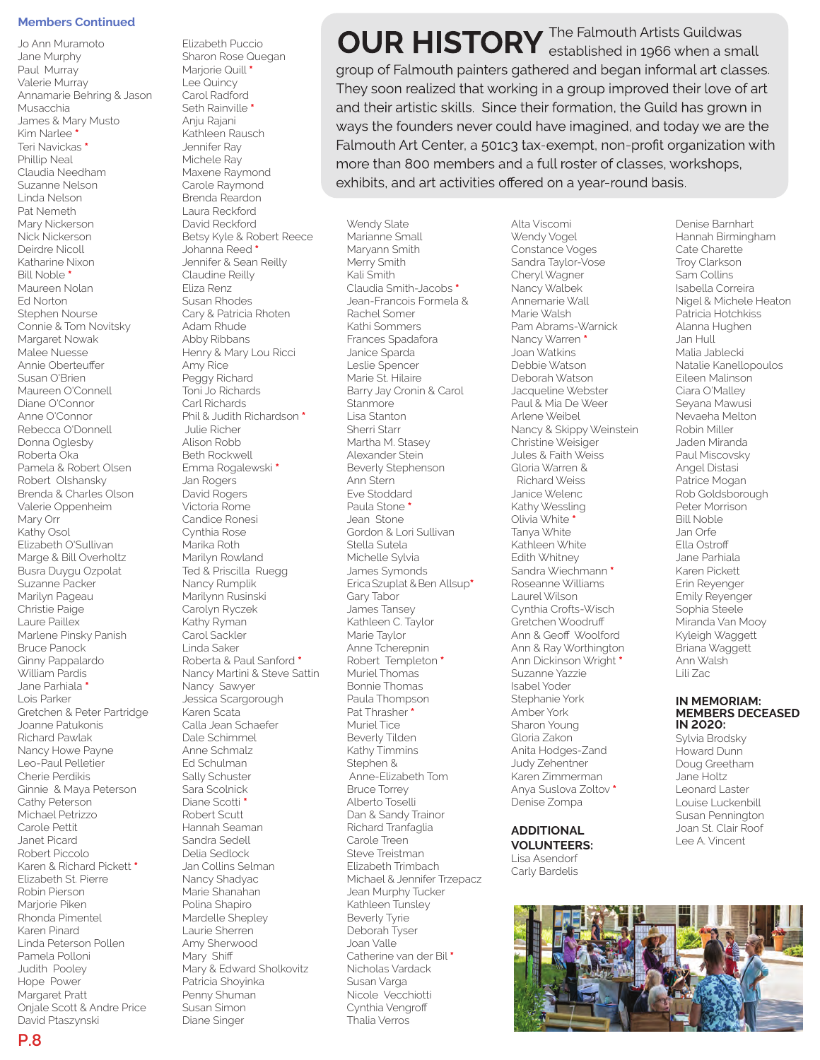## Members Continued

Jo Ann Muramoto
Jane Murphy
Paul Murray
Valerie Murray
Annamarie Behring & Jason Musacchia
James & Mary Musto
Kim Narlee *
Teri Navickas *
Phillip Neal
Claudia Needham
Suzanne Nelson
Linda Nelson
Pat Nemeth
Mary Nickerson
Nick Nickerson
Deirdre Nicoll
Katharine Nixon
Bill Noble *
Maureen Nolan
Ed Norton
Stephen Nourse
Connie & Tom Novitsky
Margaret Nowak
Malee Nuesse
Annie Oberteuffer
Susan O'Brien
Maureen O'Connell
Diane O'Connor
Anne O'Connor
Rebecca O'Donnell
Donna Oglesby
Roberta Oka
Pamela & Robert Olsen
Robert Olshansky
Brenda & Charles Olson
Valerie Oppenheim
Mary Orr
Kathy Osol
Elizabeth O'Sullivan
Marge & Bill Overholtz
Busra Duygu Ozpolat
Suzanne Packer
Marilyn Pageau
Christie Paige
Laure Paillex
Marlene Pinsky Panish
Bruce Panock
Ginny Pappalardo
William Pardis
Jane Parhiala *
Lois Parker
Gretchen & Peter Partridge
Joanne Patukonis
Richard Pawlak
Nancy Howe Payne
Leo-Paul Pelletier
Cherie Perdikis
Ginnie & Maya Peterson
Cathy Peterson
Michael Petrizzo
Carole Pettit
Janet Picard
Robert Piccolo
Karen & Richard Pickett *
Elizabeth St. Pierre
Robin Pierson
Marjorie Piken
Rhonda Pimentel
Karen Pinard
Linda Peterson Pollen
Pamela Polloni
Judith Pooley
Hope Power
Margaret Pratt
Onjale Scott & Andre Price
David Ptaszynski
Elizabeth Puccio
Sharon Rose Quegan
Marjorie Quill *
Lee Quincy
Carol Radford
Seth Rainville *
Anju Rajani
Kathleen Rausch
Jennifer Ray
Michele Ray
Maxene Raymond
Carole Raymond
Brenda Reardon
Laura Reckford
David Reckford
Betsy Kyle & Robert Reece
Johanna Reed *
Jennifer & Sean Reilly
Claudine Reilly
Eliza Renz
Susan Rhodes
Cary & Patricia Rhoten
Adam Rhude
Abby Ribbans
Henry & Mary Lou Ricci
Amy Rice
Peggy Richard
Toni Jo Richards
Carl Richards
Phil & Judith Richardson *
Julie Richer
Alison Robb
Beth Rockwell
Emma Rogalewski *
Jan Rogers
David Rogers
Victoria Rome
Candice Ronesi
Cynthia Rose
Marika Roth
Marilyn Rowland
Ted & Priscilla Ruegg
Nancy Rumplik
Marilynn Rusinski
Carolyn Ryczek
Kathy Ryman
Carol Sackler
Linda Saker
Roberta & Paul Sanford *
Nancy Martini & Steve Sattin
Nancy Sawyer
Jessica Scargorough
Karen Scata
Calla Jean Schaefer
Dale Schimmel
Anne Schmalz
Ed Schulman
Sally Schuster
Sara Scolnick
Diane Scotti *
Robert Scutt
Hannah Seaman
Sandra Sedell
Delia Sedlock
Jan Collins Selman
Nancy Shadyac
Marie Shanahan
Polina Shapiro
Mardelle Shepley
Laurie Sherren
Amy Sherwood
Mary Shiff
Mary & Edward Sholkovitz
Patricia Shoyinka
Penny Shuman
Susan Simon
Diane Singer

## OUR HISTORY

The Falmouth Artists Guildwas established in 1966 when a small group of Falmouth painters gathered and began informal art classes. They soon realized that working in a group improved their love of art and their artistic skills. Since their formation, the Guild has grown in ways the founders never could have imagined, and today we are the Falmouth Art Center, a 501c3 tax-exempt, non-profit organization with more than 800 members and a full roster of classes, workshops, exhibits, and art activities offered on a year-round basis.

Wendy Slate
Marianne Small
Maryann Smith
Merry Smith
Kali Smith
Claudia Smith-Jacobs *
Jean-Francois Formela & Rachel Somer
Kathi Sommers
Frances Spadafora
Janice Sparda
Leslie Spencer
Marie St. Hilaire
Barry Jay Cronin & Carol Stanmore
Lisa Stanton
Sherri Starr
Martha M. Stasey
Alexander Stein
Beverly Stephenson
Ann Stern
Eve Stoddard
Paula Stone *
Jean Stone
Gordon & Lori Sullivan
Stella Sutela
Michelle Sylvia
James Symonds
Erica Szuplat & Ben Allsup*
Gary Tabor
James Tansey
Kathleen C. Taylor
Marie Taylor
Anne Tcherepnin
Robert Templeton *
Muriel Thomas
Bonnie Thomas
Paula Thompson
Pat Thrasher *
Muriel Tice
Beverly Tilden
Kathy Timmins
Stephen & Anne-Elizabeth Tom
Bruce Torrey
Alberto Toselli
Dan & Sandy Trainor
Richard Tranfaglia
Carole Treen
Steve Treistman
Elizabeth Trimbach
Michael & Jennifer Trzepacz
Jean Murphy Tucker
Kathleen Tunsley
Beverly Tyrie
Deborah Tyser
Joan Valle
Catherine van der Bil *
Nicholas Vardack
Susan Varga
Nicole Vecchiotti
Cynthia Vengroff
Thalia Verros
Alta Viscomi
Wendy Vogel
Constance Voges
Sandra Taylor-Vose
Cheryl Wagner
Nancy Walbek
Annemarie Wall
Marie Walsh
Pam Abrams-Warnick
Nancy Warren *
Joan Watkins
Debbie Watson
Deborah Watson
Jacqueline Webster
Paul & Mia De Weer
Arlene Weibel
Nancy & Skippy Weinstein
Christine Weisiger
Jules & Faith Weiss
Gloria Warren & Richard Weiss
Janice Welenc
Kathy Wessling
Olivia White *
Tanya White
Kathleen White
Edith Whitney
Sandra Wiechmann *
Roseanne Williams
Laurel Wilson
Cynthia Crofts-Wisch
Gretchen Woodruff
Ann & Geoff Woolford
Ann & Ray Worthington
Ann Dickinson Wright *
Suzanne Yazzie
Isabel Yoder
Stephanie York
Amber York
Sharon Young
Gloria Zakon
Anita Hodges-Zand
Judy Zehentner
Karen Zimmerman
Anya Suslova Zoltov *
Denise Zompa

### ADDITIONAL VOLUNTEERS:

Lisa Asendorf
Carly Bardelis
Denise Barnhart
Hannah Birmingham
Cate Charette
Troy Clarkson
Sam Collins
Isabella Correira
Nigel & Michele Heaton
Patricia Hotchkiss
Alanna Hughen
Jan Hull
Malia Jablecki
Natalie Kanellopoulos
Eileen Malinson
Ciara O'Malley
Seyana Mawusi
Nevaeha Melton
Robin Miller
Jaden Miranda
Paul Miscovsky
Angel Distasi
Patrice Mogan
Rob Goldsborough
Peter Morrison
Bill Noble
Jan Orfe
Ella Ostroff
Jane Parhiala
Karen Pickett
Erin Reyenger
Emily Reyenger
Sophia Steele
Miranda Van Mooy
Kyleigh Waggett
Briana Waggett
Ann Walsh
Lili Zac

### IN MEMORIAM: MEMBERS DECEASED IN 2020:

Sylvia Brodsky
Howard Dunn
Doug Greetham
Jane Holtz
Leonard Laster
Louise Luckenbill
Susan Pennington
Joan St. Clair Roof
Lee A. Vincent